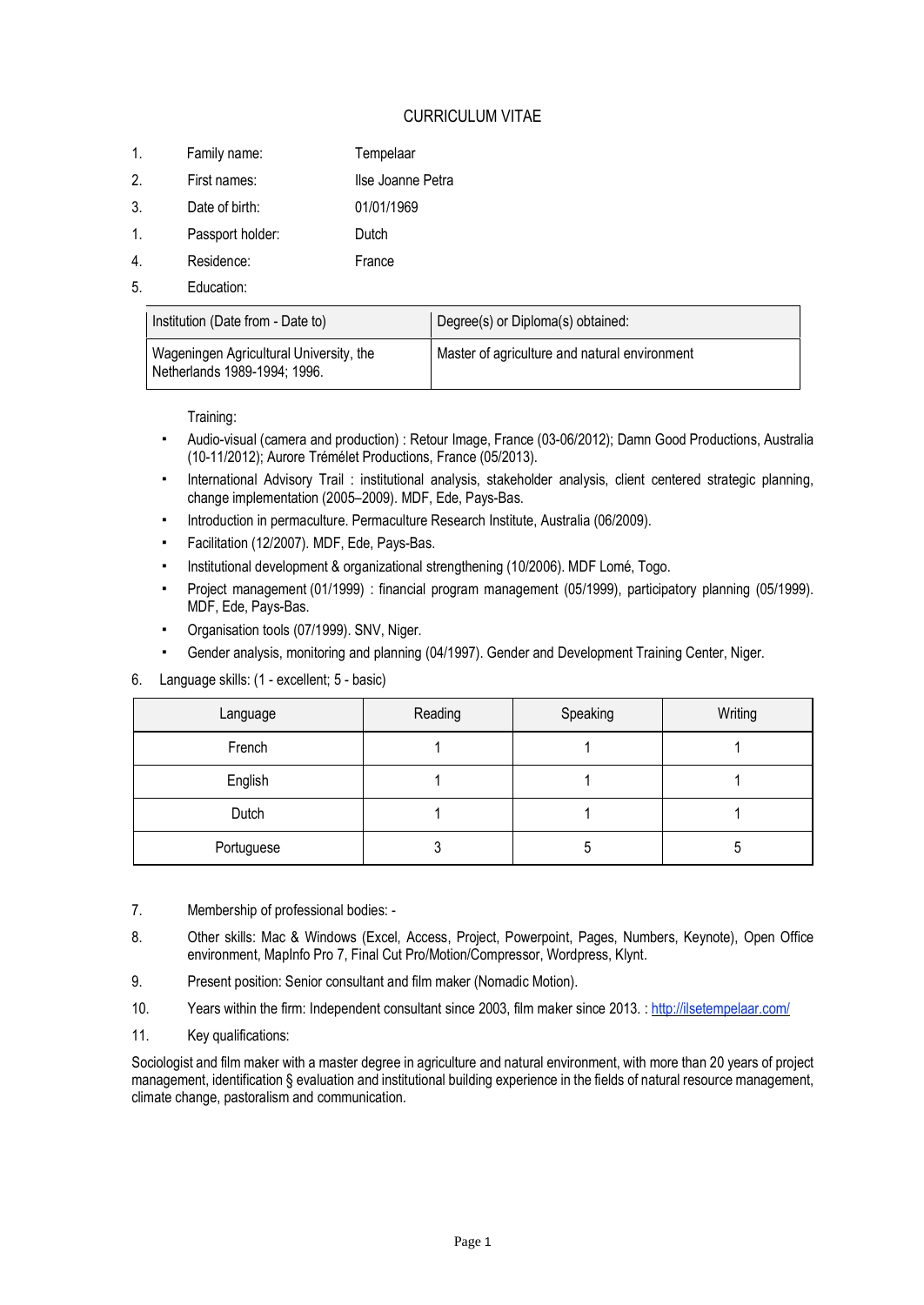# CURRICULUM VITAE

1. Family name: Tempelaar
2. First names: Ilse Joanne Petra
3. Date of birth: 01/01/1969
1. Passport holder: Dutch
4. Residence: France
5. Education:

| Institution (Date from - Date to) | Degree(s) or Diploma(s) obtained: |
|---|---|
| Wageningen Agricultural University, the Netherlands 1989-1994; 1996. | Master of agriculture and natural environment |

Training:

- Audio-visual (camera and production) : Retour Image, France (03-06/2012); Damn Good Productions, Australia (10-11/2012); Aurore Trémélet Productions, France (05/2013).
- International Advisory Trail : institutional analysis, stakeholder analysis, client centered strategic planning, change implementation (2005–2009). MDF, Ede, Pays-Bas.
- Introduction in permaculture. Permaculture Research Institute, Australia (06/2009).
- Facilitation (12/2007). MDF, Ede, Pays-Bas.
- Institutional development & organizational strengthening (10/2006). MDF Lomé, Togo.
- Project management (01/1999) : financial program management (05/1999), participatory planning (05/1999). MDF, Ede, Pays-Bas.
- Organisation tools (07/1999). SNV, Niger.
- Gender analysis, monitoring and planning (04/1997). Gender and Development Training Center, Niger.

6. Language skills: (1 - excellent; 5 - basic)

| Language | Reading | Speaking | Writing |
|---|---|---|---|
| French | 1 | 1 | 1 |
| English | 1 | 1 | 1 |
| Dutch | 1 | 1 | 1 |
| Portuguese | 3 | 5 | 5 |

7. Membership of professional bodies: -
8. Other skills: Mac & Windows (Excel, Access, Project, Powerpoint, Pages, Numbers, Keynote), Open Office environment, MapInfo Pro 7, Final Cut Pro/Motion/Compressor, Wordpress, Klynt.
9. Present position: Senior consultant and film maker (Nomadic Motion).
10. Years within the firm: Independent consultant since 2003, film maker since 2013. : http://ilsetempelaar.com/
11. Key qualifications:

Sociologist and film maker with a master degree in agriculture and natural environment, with more than 20 years of project management, identification § evaluation and institutional building experience in the fields of natural resource management, climate change, pastoralism and communication.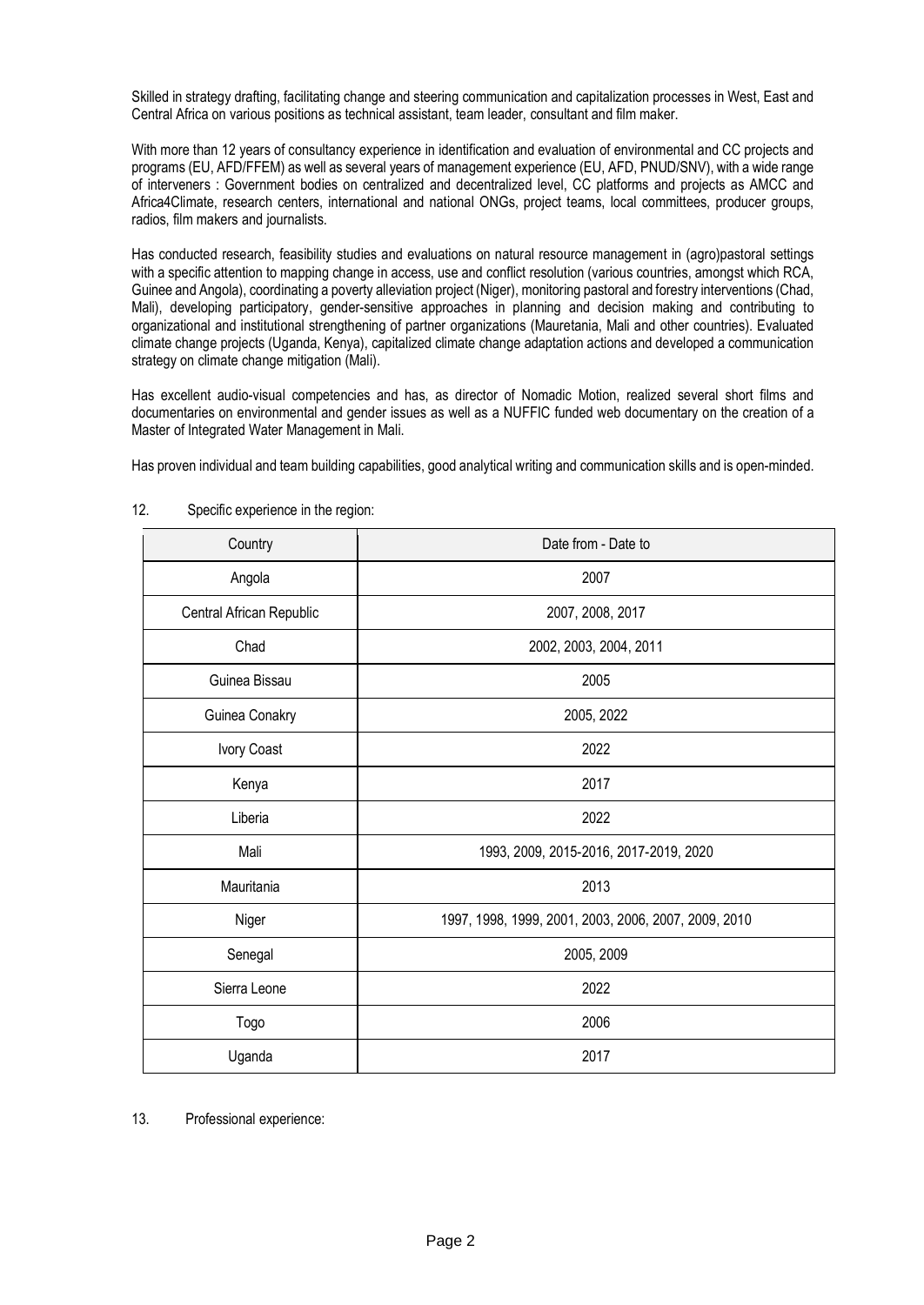Skilled in strategy drafting, facilitating change and steering communication and capitalization processes in West, East and Central Africa on various positions as technical assistant, team leader, consultant and film maker.

With more than 12 years of consultancy experience in identification and evaluation of environmental and CC projects and programs (EU, AFD/FFEM) as well as several years of management experience (EU, AFD, PNUD/SNV), with a wide range of interveners : Government bodies on centralized and decentralized level, CC platforms and projects as AMCC and Africa4Climate, research centers, international and national ONGs, project teams, local committees, producer groups, radios, film makers and journalists.

Has conducted research, feasibility studies and evaluations on natural resource management in (agro)pastoral settings with a specific attention to mapping change in access, use and conflict resolution (various countries, amongst which RCA, Guinee and Angola), coordinating a poverty alleviation project (Niger), monitoring pastoral and forestry interventions (Chad, Mali), developing participatory, gender-sensitive approaches in planning and decision making and contributing to organizational and institutional strengthening of partner organizations (Mauretania, Mali and other countries). Evaluated climate change projects (Uganda, Kenya), capitalized climate change adaptation actions and developed a communication strategy on climate change mitigation (Mali).

Has excellent audio-visual competencies and has, as director of Nomadic Motion, realized several short films and documentaries on environmental and gender issues as well as a NUFFIC funded web documentary on the creation of a Master of Integrated Water Management in Mali.

Has proven individual and team building capabilities, good analytical writing and communication skills and is open-minded.

12. Specific experience in the region:

| Country | Date from - Date to |
|---|---|
| Angola | 2007 |
| Central African Republic | 2007, 2008, 2017 |
| Chad | 2002, 2003, 2004, 2011 |
| Guinea Bissau | 2005 |
| Guinea Conakry | 2005, 2022 |
| Ivory Coast | 2022 |
| Kenya | 2017 |
| Liberia | 2022 |
| Mali | 1993, 2009, 2015-2016, 2017-2019, 2020 |
| Mauritania | 2013 |
| Niger | 1997, 1998, 1999, 2001, 2003, 2006, 2007, 2009, 2010 |
| Senegal | 2005, 2009 |
| Sierra Leone | 2022 |
| Togo | 2006 |
| Uganda | 2017 |

13. Professional experience: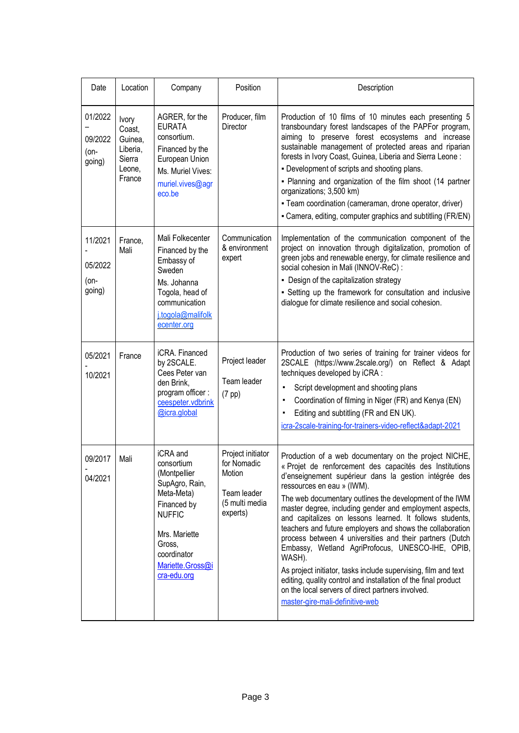| Date | Location | Company | Position | Description |
|---|---|---|---|---|
| 01/2022 – 09/2022 (on-going) | Ivory Coast, Guinea, Liberia, Sierra Leone, France | AGRER, for the EURATA consortium. Financed by the European Union Ms. Muriel Vives: muriel.vives@agreco.be | Producer, film Director | Production of 10 films of 10 minutes each presenting 5 transboundary forest landscapes of the PAPFor program, aiming to preserve forest ecosystems and increase sustainable management of protected areas and riparian forests in Ivory Coast, Guinea, Liberia and Sierra Leone : ▪ Development of scripts and shooting plans. ▪ Planning and organization of the film shoot (14 partner organizations; 3,500 km) ▪ Team coordination (cameraman, drone operator, driver) ▪ Camera, editing, computer graphics and subtitling (FR/EN) |
| 11/2021 - 05/2022 (on-going) | France, Mali | Mali Folkecenter Financed by the Embassy of Sweden Ms. Johanna Togola, head of communication j.togola@malifolkecenter.org | Communication & environment expert | Implementation of the communication component of the project on innovation through digitalization, promotion of green jobs and renewable energy, for climate resilience and social cohesion in Mali (INNOV-ReC) : ▪ Design of the capitalization strategy ▪ Setting up the framework for consultation and inclusive dialogue for climate resilience and social cohesion. |
| 05/2021 - 10/2021 | France | iCRA. Financed by 2SCALE. Cees Peter van den Brink, program officer : ceespeter.vdbrink@icra.global | Project leader Team leader (7 pp) | Production of two series of training for trainer videos for 2SCALE (https://www.2scale.org/) on Reflect & Adapt techniques developed by iCRA : ▪ Script development and shooting plans ▪ Coordination of filming in Niger (FR) and Kenya (EN) ▪ Editing and subtitling (FR and EN UK). icra-2scale-training-for-trainers-video-reflect&adapt-2021 |
| 09/2017 - 04/2021 | Mali | iCRA and consortium (Montpellier SupAgro, Rain, Meta-Meta) Financed by NUFFIC Mrs. Mariette Gross, coordinator Mariette.Gross@icra-edu.org | Project initiator for Nomadic Motion Team leader (5 multi media experts) | Production of a web documentary on the project NICHE, « Projet de renforcement des capacités des Institutions d'enseignement supérieur dans la gestion intégrée des ressources en eau » (IWM). The web documentary outlines the development of the IWM master degree, including gender and employment aspects, and capitalizes on lessons learned. It follows students, teachers and future employers and shows the collaboration process between 4 universities and their partners (Dutch Embassy, Wetland AgriProfocus, UNESCO-IHE, OPIB, WASH). As project initiator, tasks include supervising, film and text editing, quality control and installation of the final product on the local servers of direct partners involved. master-gire-mali-definitive-web |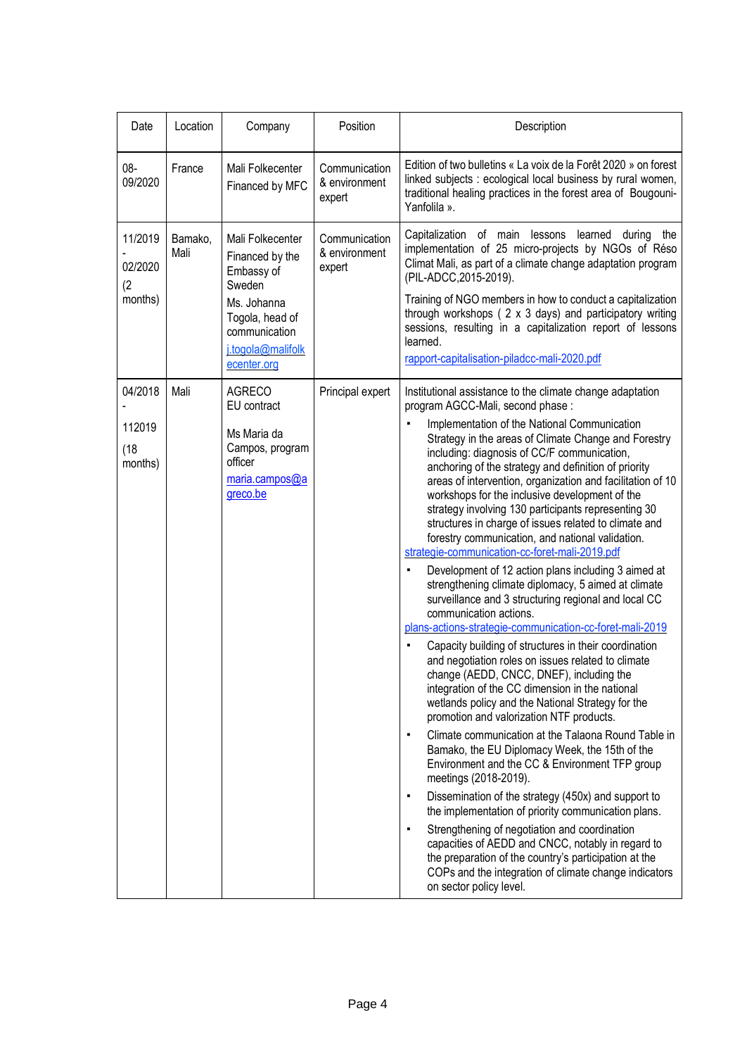| Date | Location | Company | Position | Description |
|---|---|---|---|---|
| 08-09/2020 | France | Mali Folkecenter Financed by MFC | Communication & environment expert | Edition of two bulletins « La voix de la Forêt 2020 » on forest linked subjects : ecological local business by rural women, traditional healing practices in the forest area of Bougouni-Yanfolila ». |
| 11/2019 - 02/2020 (2 months) | Bamako, Mali | Mali Folkecenter Financed by the Embassy of Sweden<br><br>Ms. Johanna Togola, head of communication<br><br>j.togola@malifolkecenter.org | Communication & environment expert | Capitalization of main lessons learned during the implementation of 25 micro-projects by NGOs of Réso Climat Mali, as part of a climate change adaptation program (PIL-ADCC,2015-2019).<br><br>Training of NGO members in how to conduct a capitalization through workshops ( 2 x 3 days) and participatory writing sessions, resulting in a capitalization report of lessons learned.<br><br>rapport-capitalisation-piladcc-mali-2020.pdf |
| 04/2018 - 112019 (18 months) | Mali | AGRECO<br>EU contract<br><br>Ms Maria da Campos, program officer<br><br>maria.campos@agreco.be | Principal expert | Institutional assistance to the climate change adaptation program AGCC-Mali, second phase :<br><br>▪ Implementation of the National Communication Strategy in the areas of Climate Change and Forestry including: diagnosis of CC/F communication, anchoring of the strategy and definition of priority areas of intervention, organization and facilitation of 10 workshops for the inclusive development of the strategy involving 130 participants representing 30 structures in charge of issues related to climate and forestry communication, and national validation.<br>strategie-communication-cc-foret-mali-2019.pdf<br><br>▪ Development of 12 action plans including 3 aimed at strengthening climate diplomacy, 5 aimed at climate surveillance and 3 structuring regional and local CC communication actions.<br>plans-actions-strategie-communication-cc-foret-mali-2019<br><br>▪ Capacity building of structures in their coordination and negotiation roles on issues related to climate change (AEDD, CNCC, DNEF), including the integration of the CC dimension in the national wetlands policy and the National Strategy for the promotion and valorization NTF products.<br><br>▪ Climate communication at the Talaona Round Table in Bamako, the EU Diplomacy Week, the 15th of the Environment and the CC & Environment TFP group meetings (2018-2019).<br><br>▪ Dissemination of the strategy (450x) and support to the implementation of priority communication plans.<br><br>▪ Strengthening of negotiation and coordination capacities of AEDD and CNCC, notably in regard to the preparation of the country's participation at the COPs and the integration of climate change indicators on sector policy level. |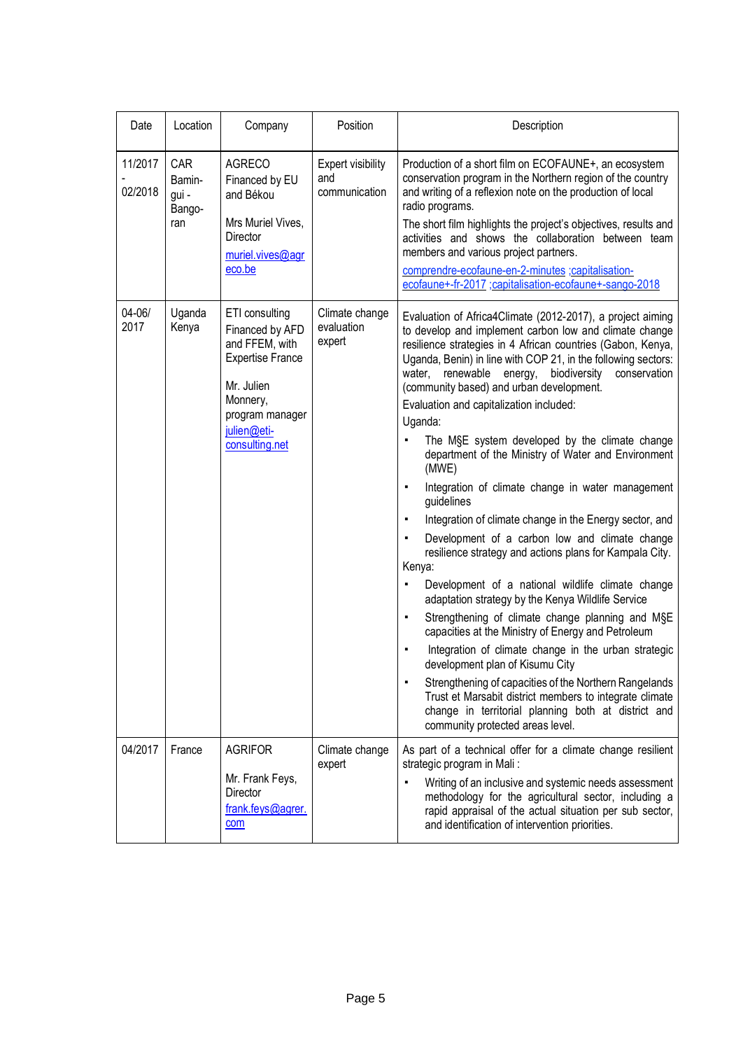| Date | Location | Company | Position | Description |
|---|---|---|---|---|
| 11/2017 - 02/2018 | CAR Bamingui - Bangoran | AGRECO Financed by EU and Békou<br><br>Mrs Muriel Vives, Director<br>muriel.vives@agreco.be | Expert visibility and communication | Production of a short film on ECOFAUNE+, an ecosystem conservation program in the Northern region of the country and writing of a reflexion note on the production of local radio programs.<br>The short film highlights the project's objectives, results and activities and shows the collaboration between team members and various project partners.<br>comprendre-ecofaune-en-2-minutes ;capitalisation-ecofaune+-fr-2017 ;capitalisation-ecofaune+-sango-2018 |
| 04-06/ 2017 | Uganda Kenya | ETI consulting Financed by AFD and FFEM, with Expertise France<br><br>Mr. Julien Monnery, program manager<br>julien@eti-consulting.net | Climate change evaluation expert | Evaluation of Africa4Climate (2012-2017), a project aiming to develop and implement carbon low and climate change resilience strategies in 4 African countries (Gabon, Kenya, Uganda, Benin) in line with COP 21, in the following sectors: water, renewable energy, biodiversity conservation (community based) and urban development.<br>Evaluation and capitalization included:<br>Uganda:<br>▪ The M§E system developed by the climate change department of the Ministry of Water and Environment (MWE)<br>▪ Integration of climate change in water management guidelines<br>▪ Integration of climate change in the Energy sector, and<br>▪ Development of a carbon low and climate change resilience strategy and actions plans for Kampala City.<br>Kenya:<br>▪ Development of a national wildlife climate change adaptation strategy by the Kenya Wildlife Service<br>▪ Strengthening of climate change planning and M§E capacities at the Ministry of Energy and Petroleum<br>▪ Integration of climate change in the urban strategic development plan of Kisumu City<br>▪ Strengthening of capacities of the Northern Rangelands Trust et Marsabit district members to integrate climate change in territorial planning both at district and community protected areas level. |
| 04/2017 | France | AGRIFOR<br><br>Mr. Frank Feys, Director<br>frank.feys@agrer.com | Climate change expert | As part of a technical offer for a climate change resilient strategic program in Mali :<br>▪ Writing of an inclusive and systemic needs assessment methodology for the agricultural sector, including a rapid appraisal of the actual situation per sub sector, and identification of intervention priorities. |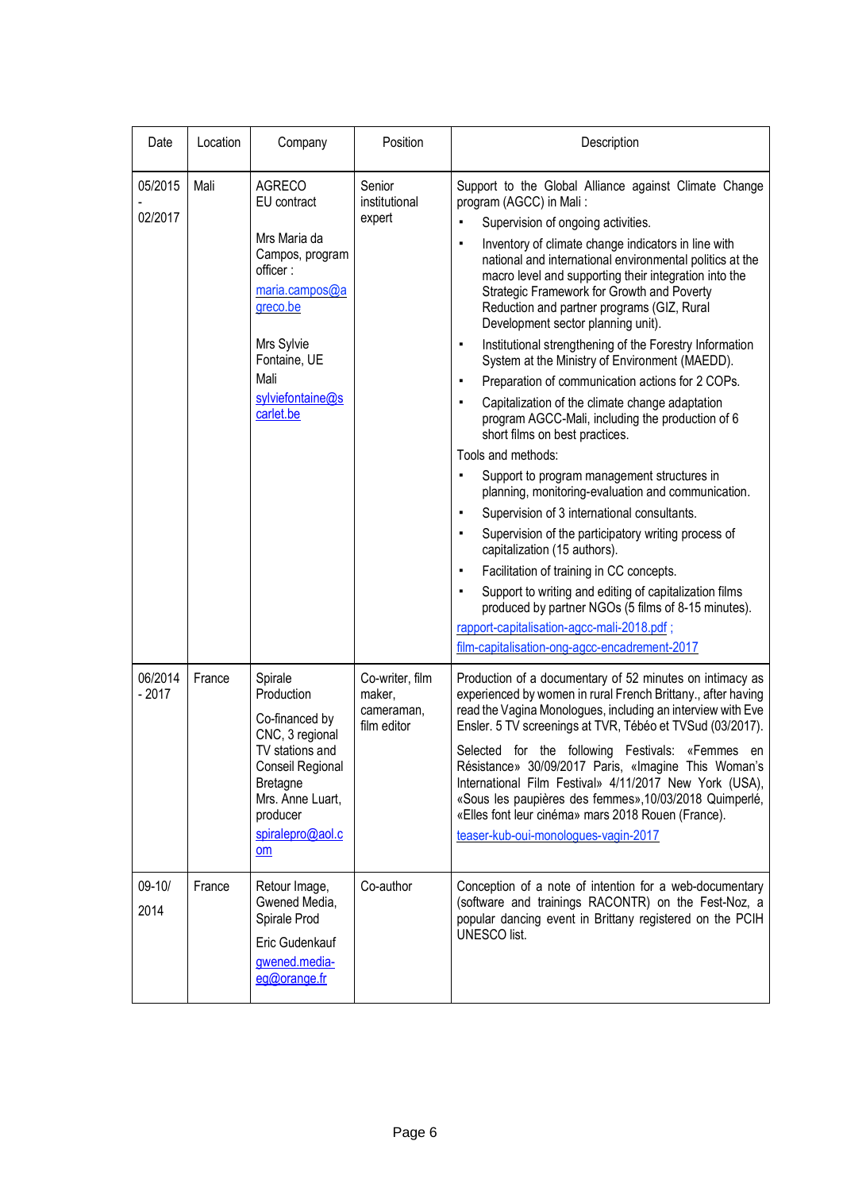| Date | Location | Company | Position | Description |
|---|---|---|---|---|
| 05/2015 - 02/2017 | Mali | AGRECO EU contract<br><br>Mrs Maria da Campos, program officer : maria.campos@agreco.be<br><br>Mrs Sylvie Fontaine, UE Mali sylviefontaine@scarlet.be | Senior institutional expert | Support to the Global Alliance against Climate Change program (AGCC) in Mali :<br>▪ Supervision of ongoing activities.<br>▪ Inventory of climate change indicators in line with national and international environmental politics at the macro level and supporting their integration into the Strategic Framework for Growth and Poverty Reduction and partner programs (GIZ, Rural Development sector planning unit).<br>▪ Institutional strengthening of the Forestry Information System at the Ministry of Environment (MAEDD).<br>▪ Preparation of communication actions for 2 COPs.<br>▪ Capitalization of the climate change adaptation program AGCC-Mali, including the production of 6 short films on best practices.<br>Tools and methods:<br>▪ Support to program management structures in planning, monitoring-evaluation and communication.<br>▪ Supervision of 3 international consultants.<br>▪ Supervision of the participatory writing process of capitalization (15 authors).<br>▪ Facilitation of training in CC concepts.<br>▪ Support to writing and editing of capitalization films produced by partner NGOs (5 films of 8-15 minutes).<br>rapport-capitalisation-agcc-mali-2018.pdf ; film-capitalisation-ong-agcc-encadrement-2017 |
| 06/2014 - 2017 | France | Spirale Production<br><br>Co-financed by CNC, 3 regional TV stations and Conseil Regional Bretagne Mrs. Anne Luart, producer spiralepro@aol.com | Co-writer, film maker, cameraman, film editor | Production of a documentary of 52 minutes on intimacy as experienced by women in rural French Brittany., after having read the Vagina Monologues, including an interview with Eve Ensler. 5 TV screenings at TVR, Tébéo et TVSud (03/2017).<br><br>Selected for the following Festivals: «Femmes en Résistance» 30/09/2017 Paris, «Imagine This Woman's International Film Festival» 4/11/2017 New York (USA), «Sous les paupières des femmes»,10/03/2018 Quimperlé, «Elles font leur cinéma» mars 2018 Rouen (France).<br><br>teaser-kub-oui-monologues-vagin-2017 |
| 09-10/ 2014 | France | Retour Image, Gwened Media, Spirale Prod<br><br>Eric Gudenkauf gwened.media-eg@orange.fr | Co-author | Conception of a note of intention for a web-documentary (software and trainings RACONTR) on the Fest-Noz, a popular dancing event in Brittany registered on the PCIH UNESCO list. |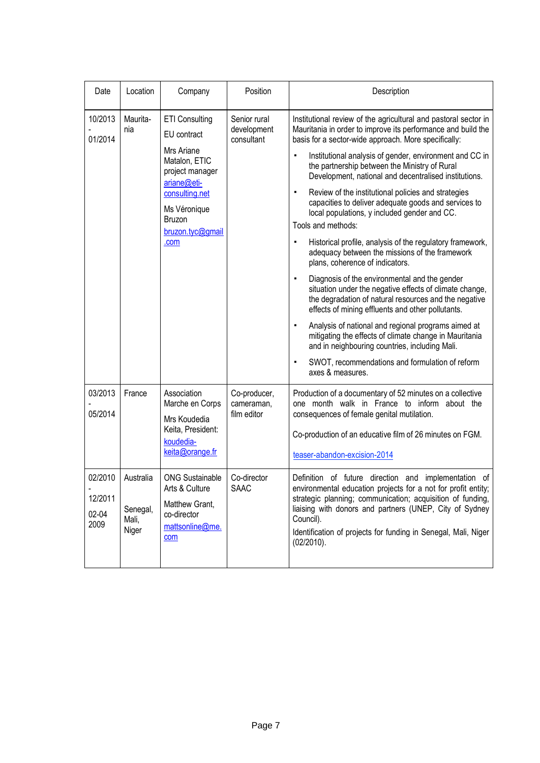| Date | Location | Company | Position | Description |
|---|---|---|---|---|
| 10/2013 - 01/2014 | Maurita-nia | ETI Consulting<br>EU contract<br>Mrs Ariane Matalon, ETIC project manager<br>ariane@eti-consulting.net<br>Ms Véronique Bruzon<br>bruzon.tyc@gmail.com | Senior rural development consultant | Institutional review of the agricultural and pastoral sector in Mauritania in order to improve its performance and build the basis for a sector-wide approach. More specifically:<br>▪ Institutional analysis of gender, environment and CC in the partnership between the Ministry of Rural Development, national and decentralised institutions.<br>▪ Review of the institutional policies and strategies capacities to deliver adequate goods and services to local populations, y included gender and CC.<br>Tools and methods:<br>▪ Historical profile, analysis of the regulatory framework, adequacy between the missions of the framework plans, coherence of indicators.<br>▪ Diagnosis of the environmental and the gender situation under the negative effects of climate change, the degradation of natural resources and the negative effects of mining effluents and other pollutants.<br>▪ Analysis of national and regional programs aimed at mitigating the effects of climate change in Mauritania and in neighbouring countries, including Mali.<br>▪ SWOT, recommendations and formulation of reform axes & measures. |
| 03/2013 - 05/2014 | France | Association Marche en Corps<br>Mrs Koudedia Keita, President: koudedia-keita@orange.fr | Co-producer, cameraman, film editor | Production of a documentary of 52 minutes on a collective one month walk in France to inform about the consequences of female genital mutilation.<br>Co-production of an educative film of 26 minutes on FGM.<br>teaser-abandon-excision-2014 |
| 02/2010 - 12/2011<br>02-04 2009 | Australia<br>Senegal, Mali, Niger | ONG Sustainable Arts & Culture<br>Matthew Grant, co-director<br>mattsonline@me.com | Co-director SAAC | Definition of future direction and implementation of environmental education projects for a not for profit entity; strategic planning; communication; acquisition of funding, liaising with donors and partners (UNEP, City of Sydney Council).<br>Identification of projects for funding in Senegal, Mali, Niger (02/2010). |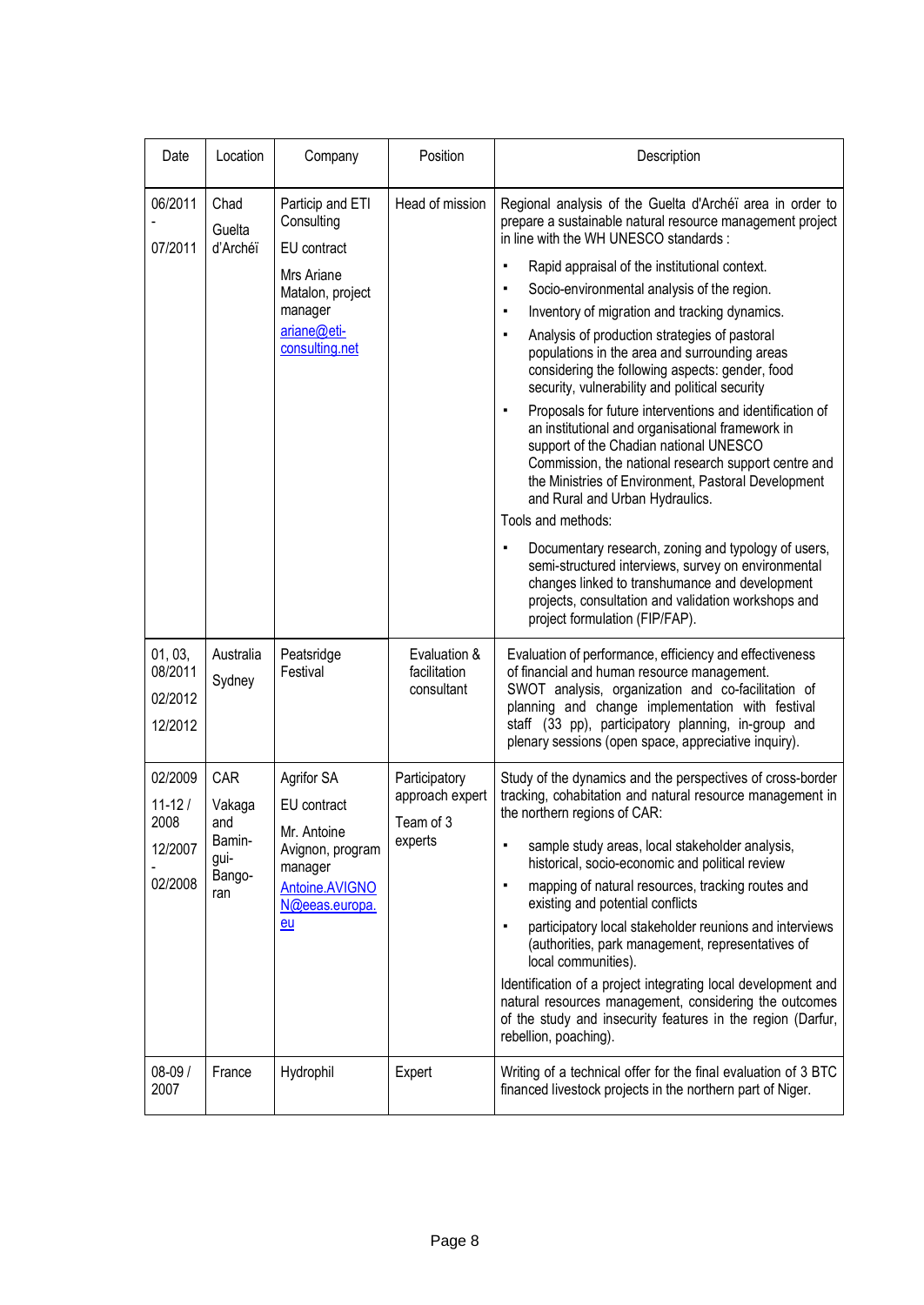| Date | Location | Company | Position | Description |
|---|---|---|---|---|
| 06/2011 - 07/2011 | Chad Guelta d'Archéï | Particip and ETI Consulting<br>EU contract<br>Mrs Ariane Matalon, project manager<br>ariane@eti-consulting.net | Head of mission | Regional analysis of the Guelta d'Archéï area in order to prepare a sustainable natural resource management project in line with the WH UNESCO standards :<br>▪ Rapid appraisal of the institutional context.<br>▪ Socio-environmental analysis of the region.<br>▪ Inventory of migration and tracking dynamics.<br>▪ Analysis of production strategies of pastoral populations in the area and surrounding areas considering the following aspects: gender, food security, vulnerability and political security<br>▪ Proposals for future interventions and identification of an institutional and organisational framework in support of the Chadian national UNESCO Commission, the national research support centre and the Ministries of Environment, Pastoral Development and Rural and Urban Hydraulics.<br>Tools and methods:<br>▪ Documentary research, zoning and typology of users, semi-structured interviews, survey on environmental changes linked to transhumance and development projects, consultation and validation workshops and project formulation (FIP/FAP). |
| 01, 03, 08/2011<br>02/2012<br>12/2012 | Australia Sydney | Peatsridge Festival | Evaluation & facilitation consultant | Evaluation of performance, efficiency and effectiveness of financial and human resource management.<br>SWOT analysis, organization and co-facilitation of planning and change implementation with festival staff (33 pp), participatory planning, in-group and plenary sessions (open space, appreciative inquiry). |
| 02/2009<br>11-12 / 2008<br>12/2007 - 02/2008 | CAR Vakaga and Bamin-gui-Bango-ran | Agrifor SA<br>EU contract<br>Mr. Antoine Avignon, program manager<br>Antoine.AVIGNON@eeas.europa.eu | Participatory approach expert<br>Team of 3 experts | Study of the dynamics and the perspectives of cross-border tracking, cohabitation and natural resource management in the northern regions of CAR:<br>▪ sample study areas, local stakeholder analysis, historical, socio-economic and political review<br>▪ mapping of natural resources, tracking routes and existing and potential conflicts<br>▪ participatory local stakeholder reunions and interviews (authorities, park management, representatives of local communities).<br>Identification of a project integrating local development and natural resources management, considering the outcomes of the study and insecurity features in the region (Darfur, rebellion, poaching). |
| 08-09 / 2007 | France | Hydrophil | Expert | Writing of a technical offer for the final evaluation of 3 BTC financed livestock projects in the northern part of Niger. |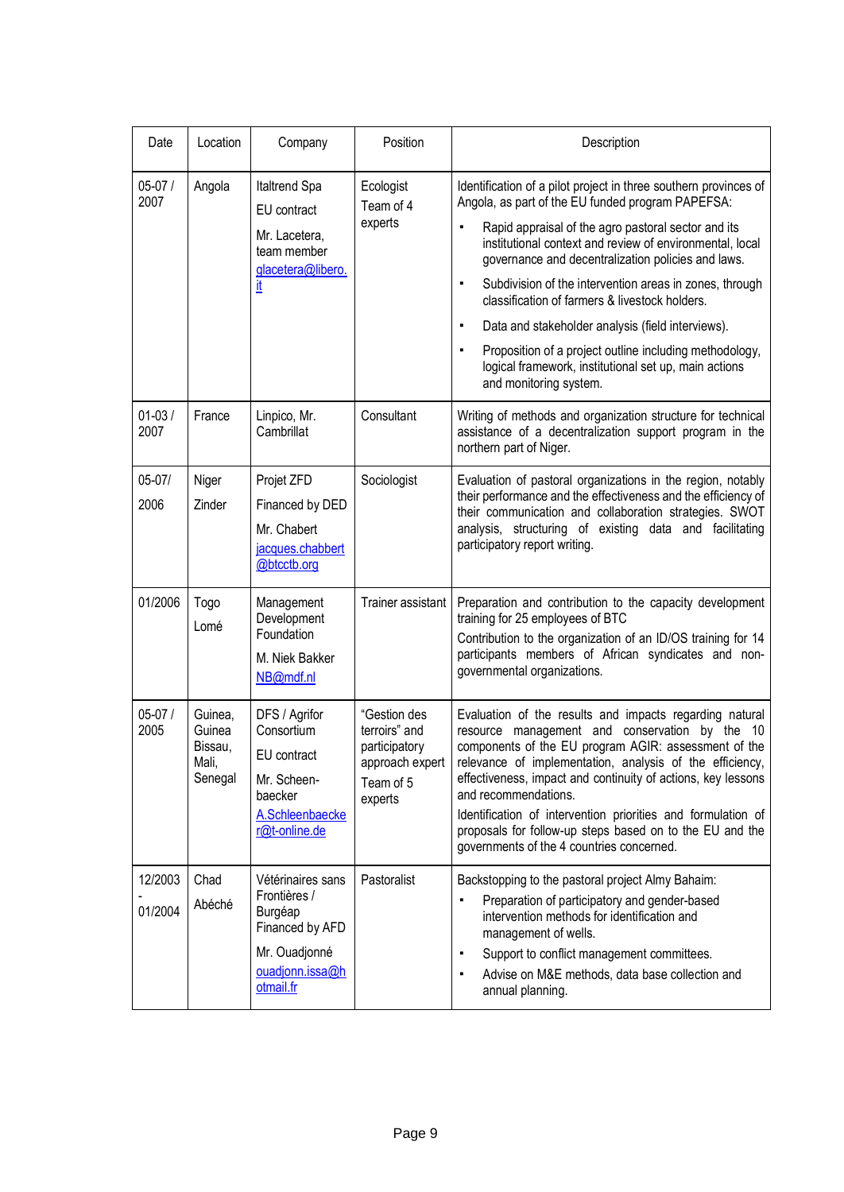| Date | Location | Company | Position | Description |
| --- | --- | --- | --- | --- |
| 05-07 / 2007 | Angola | Italtrend Spa<br>EU contract<br>Mr. Lacetera, team member<br>glacetera@libero.it | Ecologist<br>Team of 4 experts | Identification of a pilot project in three southern provinces of Angola, as part of the EU funded program PAPEFSA:<br>▪ Rapid appraisal of the agro pastoral sector and its institutional context and review of environmental, local governance and decentralization policies and laws.<br>▪ Subdivision of the intervention areas in zones, through classification of farmers & livestock holders.<br>▪ Data and stakeholder analysis (field interviews).<br>▪ Proposition of a project outline including methodology, logical framework, institutional set up, main actions and monitoring system. |
| 01-03 / 2007 | France | Linpico, Mr. Cambrillat | Consultant | Writing of methods and organization structure for technical assistance of a decentralization support program in the northern part of Niger. |
| 05-07/<br>2006 | Niger<br>Zinder | Projet ZFD<br>Financed by DED<br>Mr. Chabert<br>jacques.chabbert@btcctb.org | Sociologist | Evaluation of pastoral organizations in the region, notably their performance and the effectiveness and the efficiency of their communication and collaboration strategies. SWOT analysis, structuring of existing data and facilitating participatory report writing. |
| 01/2006 | Togo<br>Lomé | Management Development Foundation<br>M. Niek Bakker<br>NB@mdf.nl | Trainer assistant | Preparation and contribution to the capacity development training for 25 employees of BTC<br>Contribution to the organization of an ID/OS training for 14 participants members of African syndicates and non-governmental organizations. |
| 05-07 / 2005 | Guinea, Guinea Bissau, Mali, Senegal | DFS / Agrifor Consortium<br>EU contract<br>Mr. Scheen-baecker<br>A.Schleenbaecker@t-online.de | "Gestion des terroirs" and participatory approach expert<br>Team of 5 experts | Evaluation of the results and impacts regarding natural resource management and conservation by the 10 components of the EU program AGIR: assessment of the relevance of implementation, analysis of the efficiency, effectiveness, impact and continuity of actions, key lessons and recommendations.<br>Identification of intervention priorities and formulation of proposals for follow-up steps based on to the EU and the governments of the 4 countries concerned. |
| 12/2003<br>-<br>01/2004 | Chad<br>Abéché | Vétérinaires sans Frontières / Burgéap<br>Financed by AFD<br>Mr. Ouadjonné<br>ouadjonn.issa@hotmail.fr | Pastoralist | Backstopping to the pastoral project Almy Bahaim:<br>▪ Preparation of participatory and gender-based intervention methods for identification and management of wells.<br>▪ Support to conflict management committees.<br>▪ Advise on M&E methods, data base collection and annual planning. |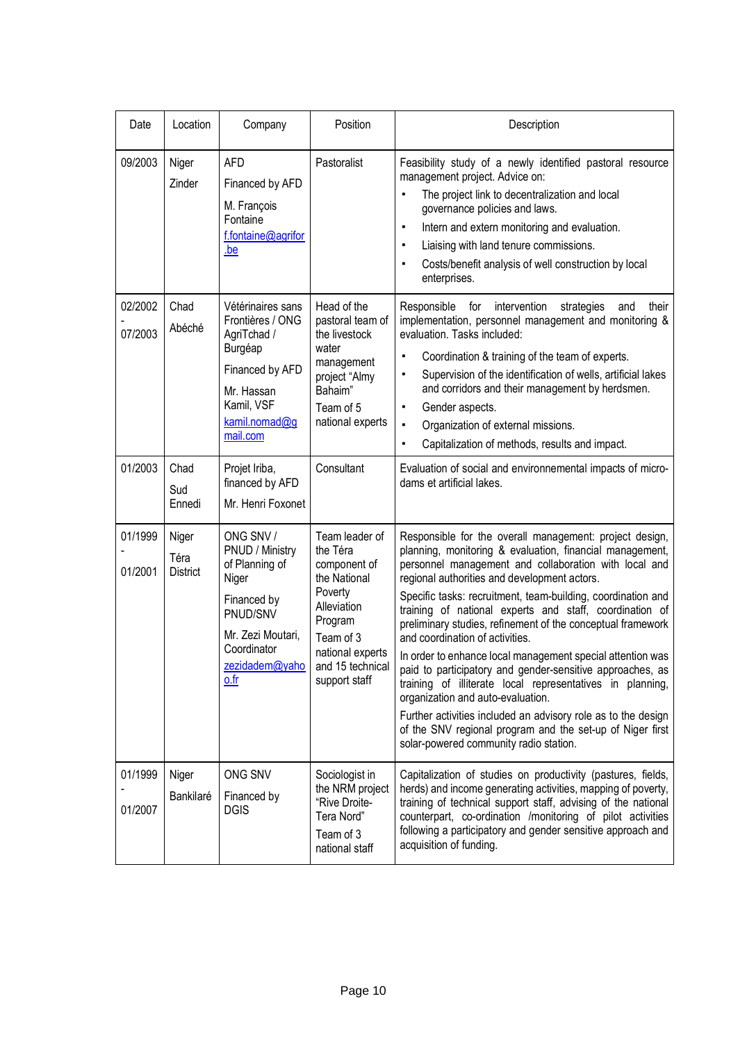| Date | Location | Company | Position | Description |
|---|---|---|---|---|
| 09/2003 | Niger<br>Zinder | AFD<br>Financed by AFD<br>M. François Fontaine<br>f.fontaine@agrifor.be | Pastoralist | Feasibility study of a newly identified pastoral resource management project. Advice on:<br>▪ The project link to decentralization and local governance policies and laws.<br>▪ Intern and extern monitoring and evaluation.<br>▪ Liaising with land tenure commissions.<br>▪ Costs/benefit analysis of well construction by local enterprises. |
| 02/2002 - 07/2003 | Chad<br>Abéché | Vétérinaires sans Frontières / ONG AgriTchad / Burgéap<br>Financed by AFD<br>Mr. Hassan Kamil, VSF<br>kamil.nomad@gmail.com | Head of the pastoral team of the livestock water management project "Almy Bahaim"<br>Team of 5 national experts | Responsible for intervention strategies and their implementation, personnel management and monitoring & evaluation. Tasks included:<br>▪ Coordination & training of the team of experts.<br>▪ Supervision of the identification of wells, artificial lakes and corridors and their management by herdsmen.<br>▪ Gender aspects.<br>▪ Organization of external missions.<br>▪ Capitalization of methods, results and impact. |
| 01/2003 | Chad<br>Sud Ennedi | Projet Iriba, financed by AFD<br>Mr. Henri Foxonet | Consultant | Evaluation of social and environnemental impacts of micro-dams et artificial lakes. |
| 01/1999 - 01/2001 | Niger<br>Téra District | ONG SNV / PNUD / Ministry of Planning of Niger<br>Financed by PNUD/SNV<br>Mr. Zezi Moutari, Coordinator<br>zezidadem@yahoo.fr | Team leader of the Téra component of the National Poverty Alleviation Program<br>Team of 3 national experts and 15 technical support staff | Responsible for the overall management: project design, planning, monitoring & evaluation, financial management, personnel management and collaboration with local and regional authorities and development actors.<br>Specific tasks: recruitment, team-building, coordination and training of national experts and staff, coordination of preliminary studies, refinement of the conceptual framework and coordination of activities.<br>In order to enhance local management special attention was paid to participatory and gender-sensitive approaches, as training of illiterate local representatives in planning, organization and auto-evaluation.<br>Further activities included an advisory role as to the design of the SNV regional program and the set-up of Niger first solar-powered community radio station. |
| 01/1999 - 01/2007 | Niger<br>Bankilaré | ONG SNV<br>Financed by DGIS | Sociologist in the NRM project "Rive Droite-Tera Nord"<br>Team of 3 national staff | Capitalization of studies on productivity (pastures, fields, herds) and income generating activities, mapping of poverty, training of technical support staff, advising of the national counterpart, co-ordination /monitoring of pilot activities following a participatory and gender sensitive approach and acquisition of funding. |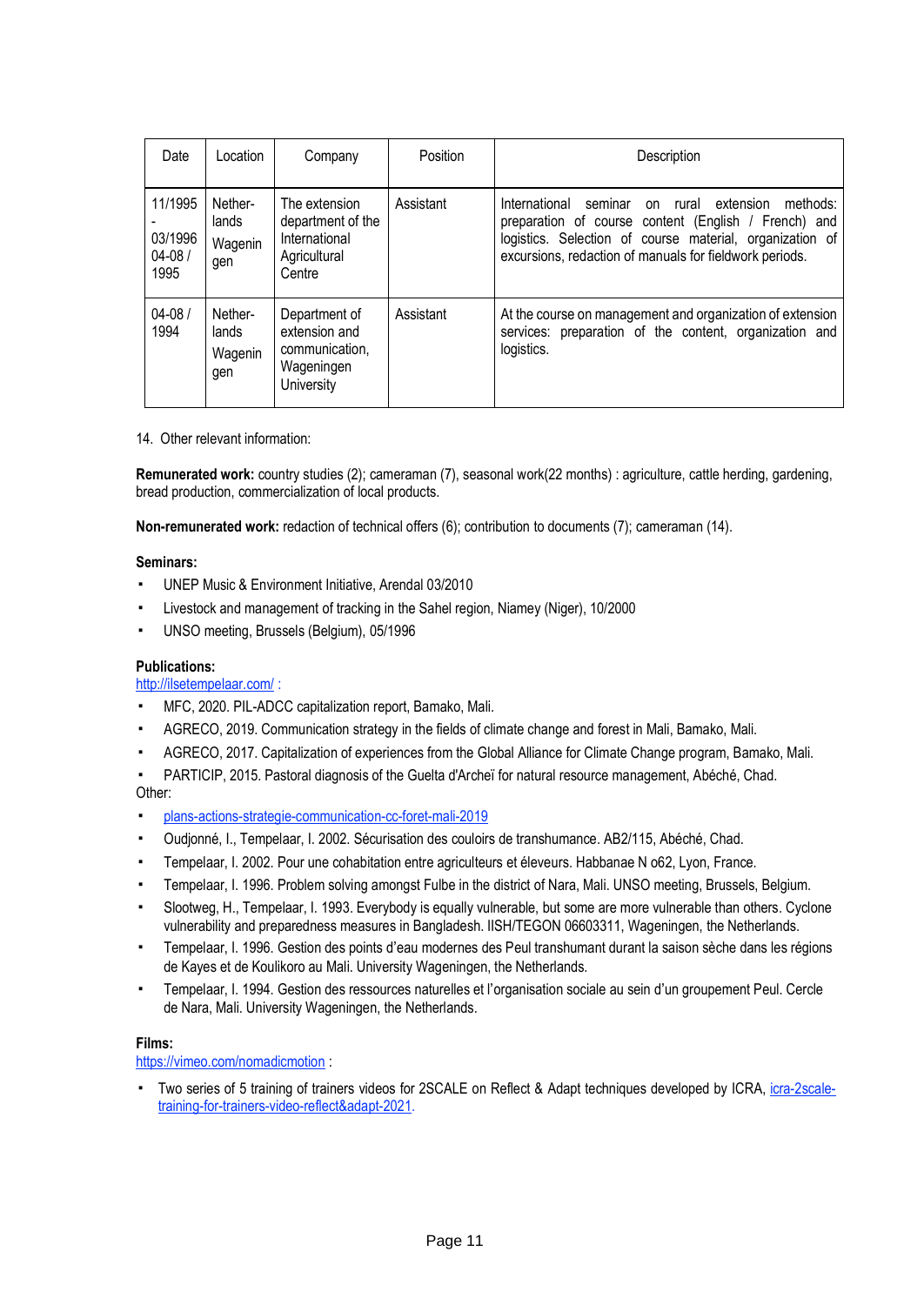| Date | Location | Company | Position | Description |
|---|---|---|---|---|
| 11/1995 - 03/1996 04-08 / 1995 | Nether-lands Wagenin gen | The extension department of the International Agricultural Centre | Assistant | International seminar on rural extension methods: preparation of course content (English / French) and logistics. Selection of course material, organization of excursions, redaction of manuals for fieldwork periods. |
| 04-08 / 1994 | Nether-lands Wagenin gen | Department of extension and communication, Wageningen University | Assistant | At the course on management and organization of extension services: preparation of the content, organization and logistics. |

14. Other relevant information:

**Remunerated work:** country studies (2); cameraman (7), seasonal work(22 months) : agriculture, cattle herding, gardening, bread production, commercialization of local products.

**Non-remunerated work:** redaction of technical offers (6); contribution to documents (7); cameraman (14).

**Seminars:**

- UNEP Music & Environment Initiative, Arendal 03/2010
- Livestock and management of tracking in the Sahel region, Niamey (Niger), 10/2000
- UNSO meeting, Brussels (Belgium), 05/1996

**Publications:**

http://ilsetempelaar.com/ :

- MFC, 2020. PIL-ADCC capitalization report, Bamako, Mali.
- AGRECO, 2019. Communication strategy in the fields of climate change and forest in Mali, Bamako, Mali.
- AGRECO, 2017. Capitalization of experiences from the Global Alliance for Climate Change program, Bamako, Mali.
- PARTICIP, 2015. Pastoral diagnosis of the Guelta d'Archeï for natural resource management, Abéché, Chad.

Other:

- plans-actions-strategie-communication-cc-foret-mali-2019
- Oudjonné, I., Tempelaar, I. 2002. Sécurisation des couloirs de transhumance. AB2/115, Abéché, Chad.
- Tempelaar, I. 2002. Pour une cohabitation entre agriculteurs et éleveurs. Habbanae N o62, Lyon, France.
- Tempelaar, I. 1996. Problem solving amongst Fulbe in the district of Nara, Mali. UNSO meeting, Brussels, Belgium.
- Slootweg, H., Tempelaar, I. 1993. Everybody is equally vulnerable, but some are more vulnerable than others. Cyclone vulnerability and preparedness measures in Bangladesh. IISH/TEGON 06603311, Wageningen, the Netherlands.
- Tempelaar, I. 1996. Gestion des points d'eau modernes des Peul transhumant durant la saison sèche dans les régions de Kayes et de Koulikoro au Mali. University Wageningen, the Netherlands.
- Tempelaar, I. 1994. Gestion des ressources naturelles et l'organisation sociale au sein d'un groupement Peul. Cercle de Nara, Mali. University Wageningen, the Netherlands.

**Films:**

https://vimeo.com/nomadicmotion :

- Two series of 5 training of trainers videos for 2SCALE on Reflect & Adapt techniques developed by ICRA, icra-2scale-training-for-trainers-video-reflect&adapt-2021.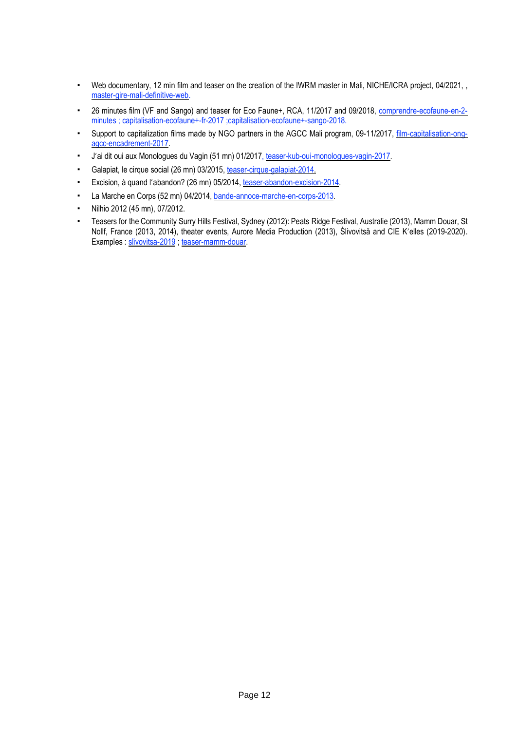- Web documentary, 12 min film and teaser on the creation of the IWRM master in Mali, NICHE/ICRA project, 04/2021, , master-gire-mali-definitive-web.
- 26 minutes film (VF and Sango) and teaser for Eco Faune+, RCA, 11/2017 and 09/2018, comprendre-ecofaune-en-2-minutes ; capitalisation-ecofaune+-fr-2017 ;capitalisation-ecofaune+-sango-2018.
- Support to capitalization films made by NGO partners in the AGCC Mali program, 09-11/2017, film-capitalisation-ong-agcc-encadrement-2017.
- J'ai dit oui aux Monologues du Vagin (51 mn) 01/2017, teaser-kub-oui-monologues-vagin-2017.
- Galapiat, le cirque social (26 mn) 03/2015, teaser-cirque-galapiat-2014.
- Excision, à quand l'abandon? (26 mn) 05/2014, teaser-abandon-excision-2014.
- La Marche en Corps (52 mn) 04/2014, bande-annoce-marche-en-corps-2013.
- Nilhio 2012 (45 mn), 07/2012.
- Teasers for the Community Surry Hills Festival, Sydney (2012): Peats Ridge Festival, Australie (2013), Mamm Douar, St Nollf, France (2013, 2014), theater events, Aurore Media Production (2013), Ślivovitsă and CIE K'elles (2019-2020). Examples : slivovitsa-2019 ; teaser-mamm-douar.